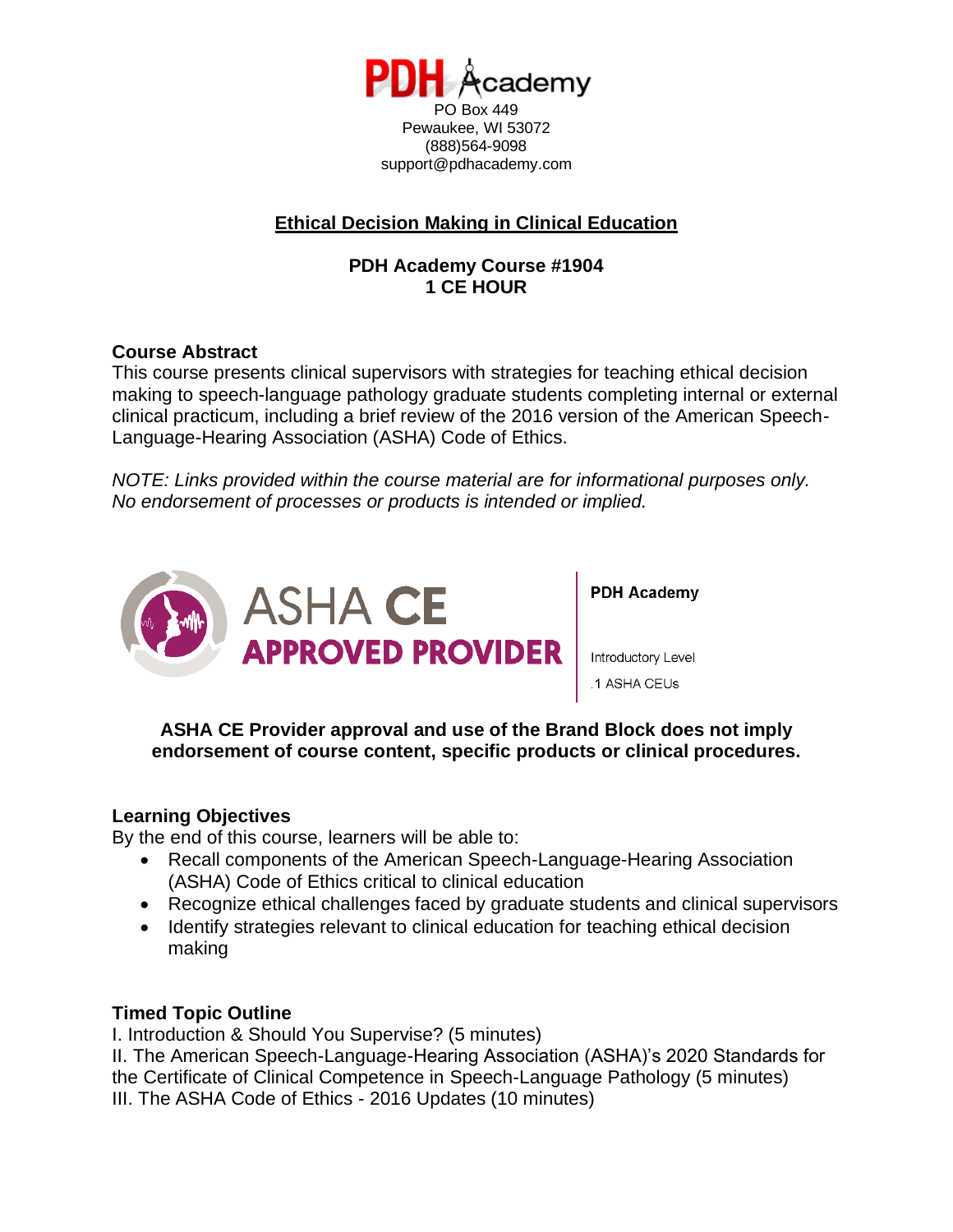PDH Academy
PO Box 449
Pewaukee, WI 53072
(888)564-9098
support@pdhacademy.com

# Ethical Decision Making in Clinical Education

**PDH Academy Course #1904**
**1 CE HOUR**

## Course Abstract

This course presents clinical supervisors with strategies for teaching ethical decision making to speech-language pathology graduate students completing internal or external clinical practicum, including a brief review of the 2016 version of the American Speech-Language-Hearing Association (ASHA) Code of Ethics.

*NOTE: Links provided within the course material are for informational purposes only. No endorsement of processes or products is intended or implied.*

ASHA CE APPROVED PROVIDER

**PDH Academy**

Introductory Level

.1 ASHA CEUs

**ASHA CE Provider approval and use of the Brand Block does not imply endorsement of course content, specific products or clinical procedures.**

## Learning Objectives

By the end of this course, learners will be able to:

- Recall components of the American Speech-Language-Hearing Association (ASHA) Code of Ethics critical to clinical education
- Recognize ethical challenges faced by graduate students and clinical supervisors
- Identify strategies relevant to clinical education for teaching ethical decision making

## Timed Topic Outline

I. Introduction & Should You Supervise? (5 minutes)
II. The American Speech-Language-Hearing Association (ASHA)'s 2020 Standards for the Certificate of Clinical Competence in Speech-Language Pathology (5 minutes)
III. The ASHA Code of Ethics - 2016 Updates (10 minutes)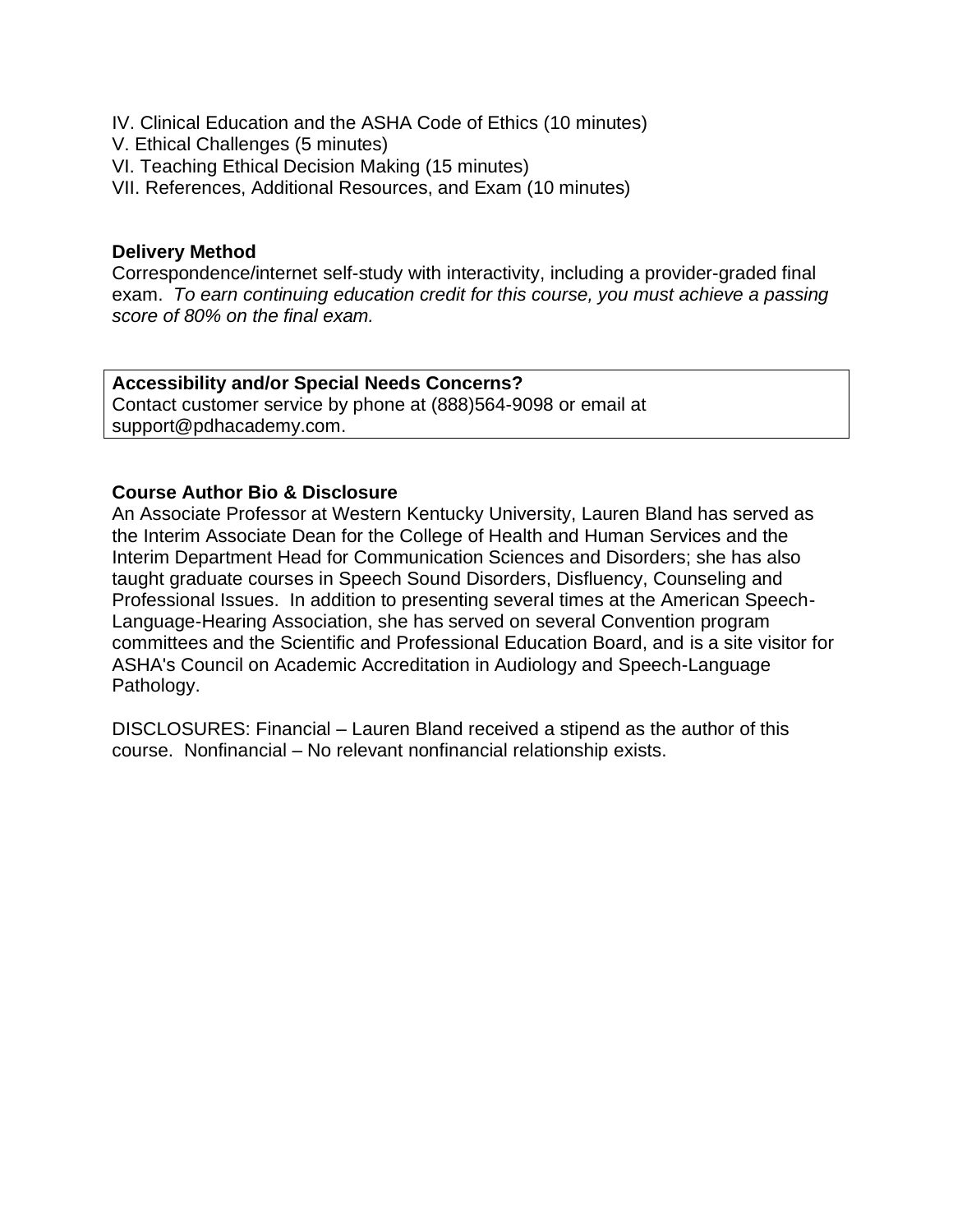IV. Clinical Education and the ASHA Code of Ethics (10 minutes)
V. Ethical Challenges (5 minutes)
VI. Teaching Ethical Decision Making (15 minutes)
VII. References, Additional Resources, and Exam (10 minutes)

**Delivery Method**
Correspondence/internet self-study with interactivity, including a provider-graded final exam. *To earn continuing education credit for this course, you must achieve a passing score of 80% on the final exam.*

**Accessibility and/or Special Needs Concerns?**
Contact customer service by phone at (888)564-9098 or email at support@pdhacademy.com.

**Course Author Bio & Disclosure**
An Associate Professor at Western Kentucky University, Lauren Bland has served as the Interim Associate Dean for the College of Health and Human Services and the Interim Department Head for Communication Sciences and Disorders; she has also taught graduate courses in Speech Sound Disorders, Disfluency, Counseling and Professional Issues. In addition to presenting several times at the American Speech-Language-Hearing Association, she has served on several Convention program committees and the Scientific and Professional Education Board, and is a site visitor for ASHA's Council on Academic Accreditation in Audiology and Speech-Language Pathology.

DISCLOSURES: Financial – Lauren Bland received a stipend as the author of this course. Nonfinancial – No relevant nonfinancial relationship exists.